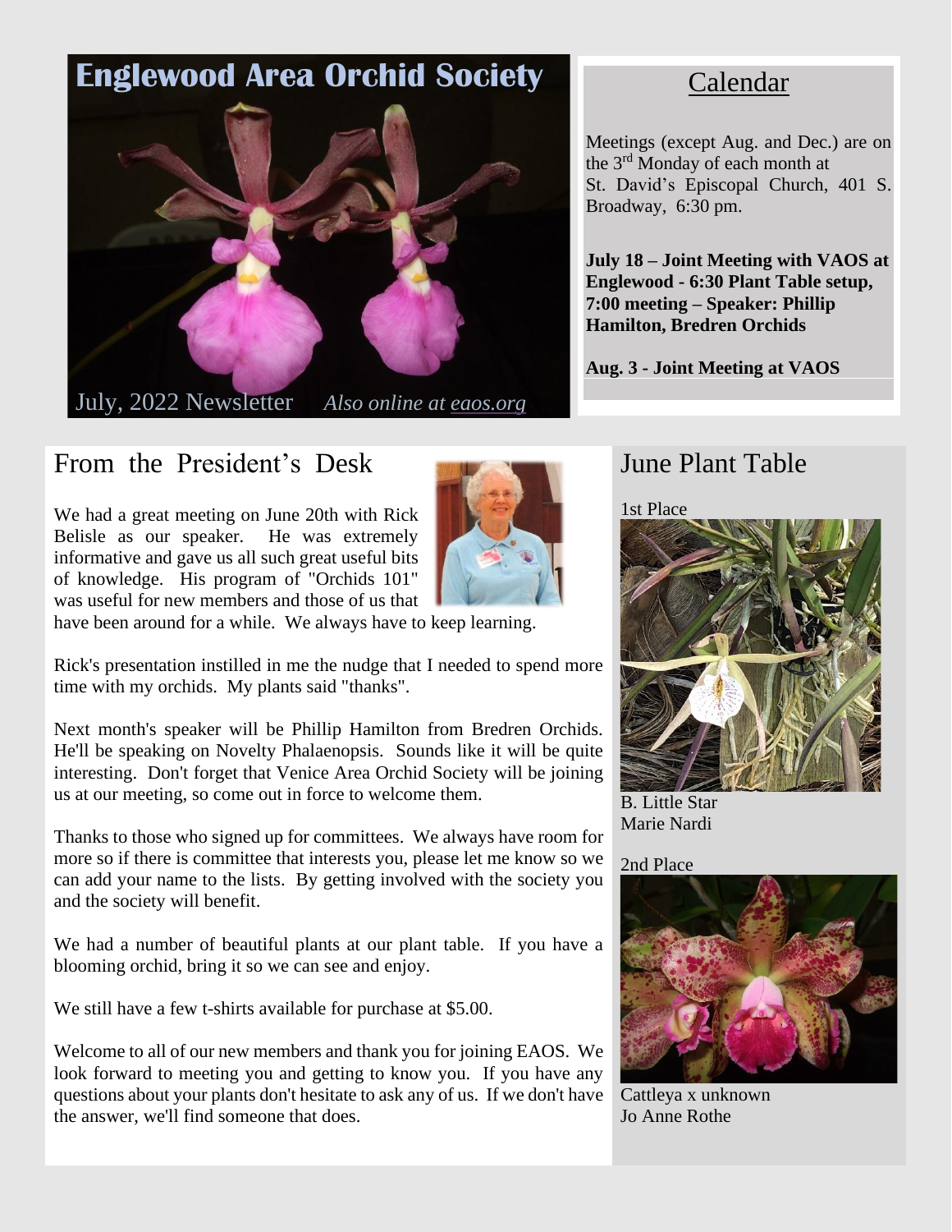# Englewood Area Orchid Society

July, 2022 Newsletter *Also online at eaos.org*

## Calendar

Meetings (except Aug. and Dec.) are on the 3rd Monday of each month at St. David's Episcopal Church, 401 S. Broadway, 6:30 pm.

**July 18 – Joint Meeting with VAOS at Englewood - 6:30 Plant Table setup, 7:00 meeting – Speaker: Phillip Hamilton, Bredren Orchids**

**Aug. 3 - Joint Meeting at VAOS**

## From the President's Desk

We had a great meeting on June 20th with Rick Belisle as our speaker. He was extremely informative and gave us all such great useful bits of knowledge. His program of "Orchids 101" was useful for new members and those of us that have been around for a while. We always have to keep learning.

Rick's presentation instilled in me the nudge that I needed to spend more time with my orchids. My plants said "thanks".

Next month's speaker will be Phillip Hamilton from Bredren Orchids. He'll be speaking on Novelty Phalaenopsis. Sounds like it will be quite interesting. Don't forget that Venice Area Orchid Society will be joining us at our meeting, so come out in force to welcome them.

Thanks to those who signed up for committees. We always have room for more so if there is committee that interests you, please let me know so we can add your name to the lists. By getting involved with the society you and the society will benefit.

We had a number of beautiful plants at our plant table. If you have a blooming orchid, bring it so we can see and enjoy.

We still have a few t-shirts available for purchase at $5.00.

Welcome to all of our new members and thank you for joining EAOS. We look forward to meeting you and getting to know you. If you have any questions about your plants don't hesitate to ask any of us. If we don't have the answer, we'll find someone that does.

## June Plant Table

1st Place

B. Little Star
Marie Nardi

2nd Place

Cattleya x unknown
Jo Anne Rothe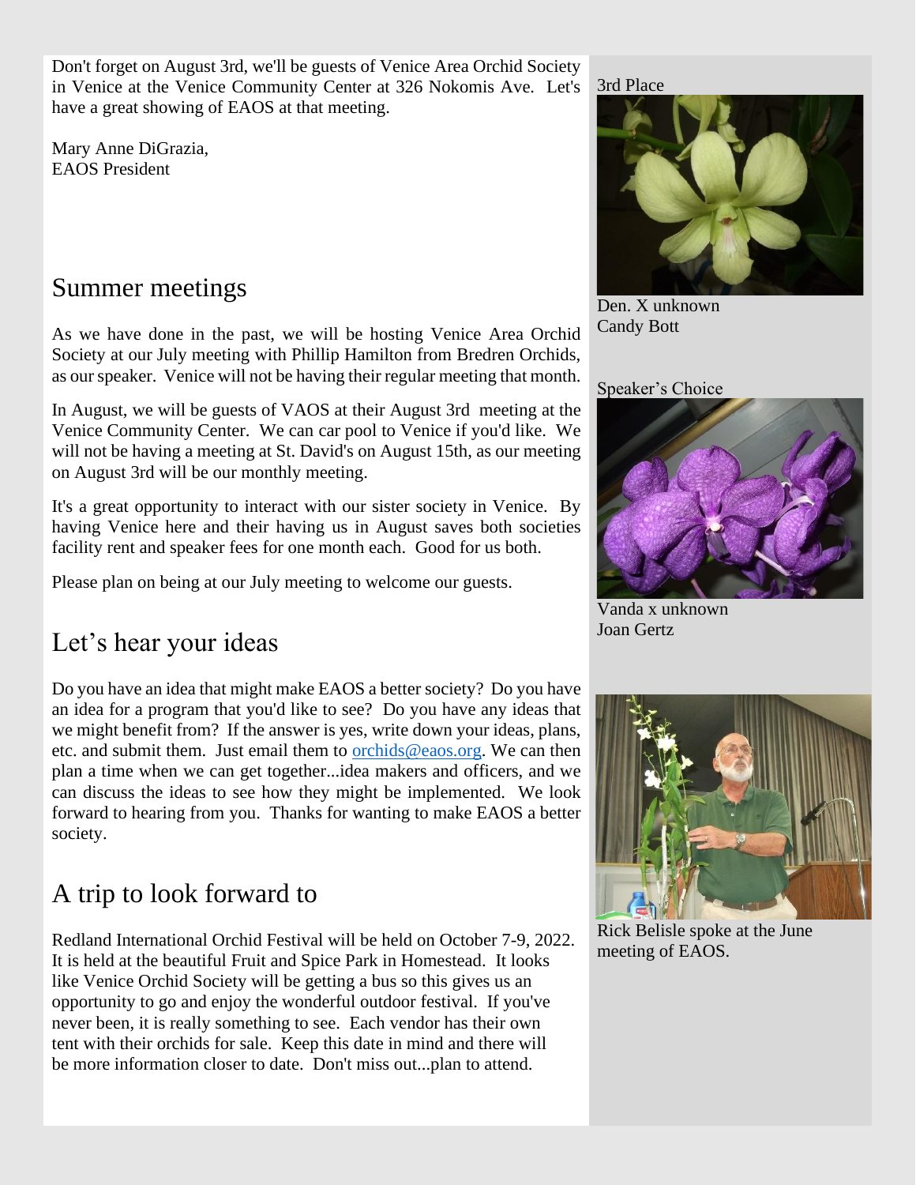Don't forget on August 3rd, we'll be guests of Venice Area Orchid Society in Venice at the Venice Community Center at 326 Nokomis Ave. Let's have a great showing of EAOS at that meeting.

Mary Anne DiGrazia,
EAOS President

## Summer meetings

As we have done in the past, we will be hosting Venice Area Orchid Society at our July meeting with Phillip Hamilton from Bredren Orchids, as our speaker. Venice will not be having their regular meeting that month.

In August, we will be guests of VAOS at their August 3rd meeting at the Venice Community Center. We can car pool to Venice if you'd like. We will not be having a meeting at St. David's on August 15th, as our meeting on August 3rd will be our monthly meeting.

It's a great opportunity to interact with our sister society in Venice. By having Venice here and their having us in August saves both societies facility rent and speaker fees for one month each. Good for us both.

Please plan on being at our July meeting to welcome our guests.

## Let's hear your ideas

Do you have an idea that might make EAOS a better society? Do you have an idea for a program that you'd like to see? Do you have any ideas that we might benefit from? If the answer is yes, write down your ideas, plans, etc. and submit them. Just email them to orchids@eaos.org. We can then plan a time when we can get together...idea makers and officers, and we can discuss the ideas to see how they might be implemented. We look forward to hearing from you. Thanks for wanting to make EAOS a better society.

## A trip to look forward to

Redland International Orchid Festival will be held on October 7-9, 2022. It is held at the beautiful Fruit and Spice Park in Homestead. It looks like Venice Orchid Society will be getting a bus so this gives us an opportunity to go and enjoy the wonderful outdoor festival. If you've never been, it is really something to see. Each vendor has their own tent with their orchids for sale. Keep this date in mind and there will be more information closer to date. Don't miss out...plan to attend.

3rd Place

Den. X unknown
Candy Bott

Speaker's Choice

Vanda x unknown
Joan Gertz

Rick Belisle spoke at the June meeting of EAOS.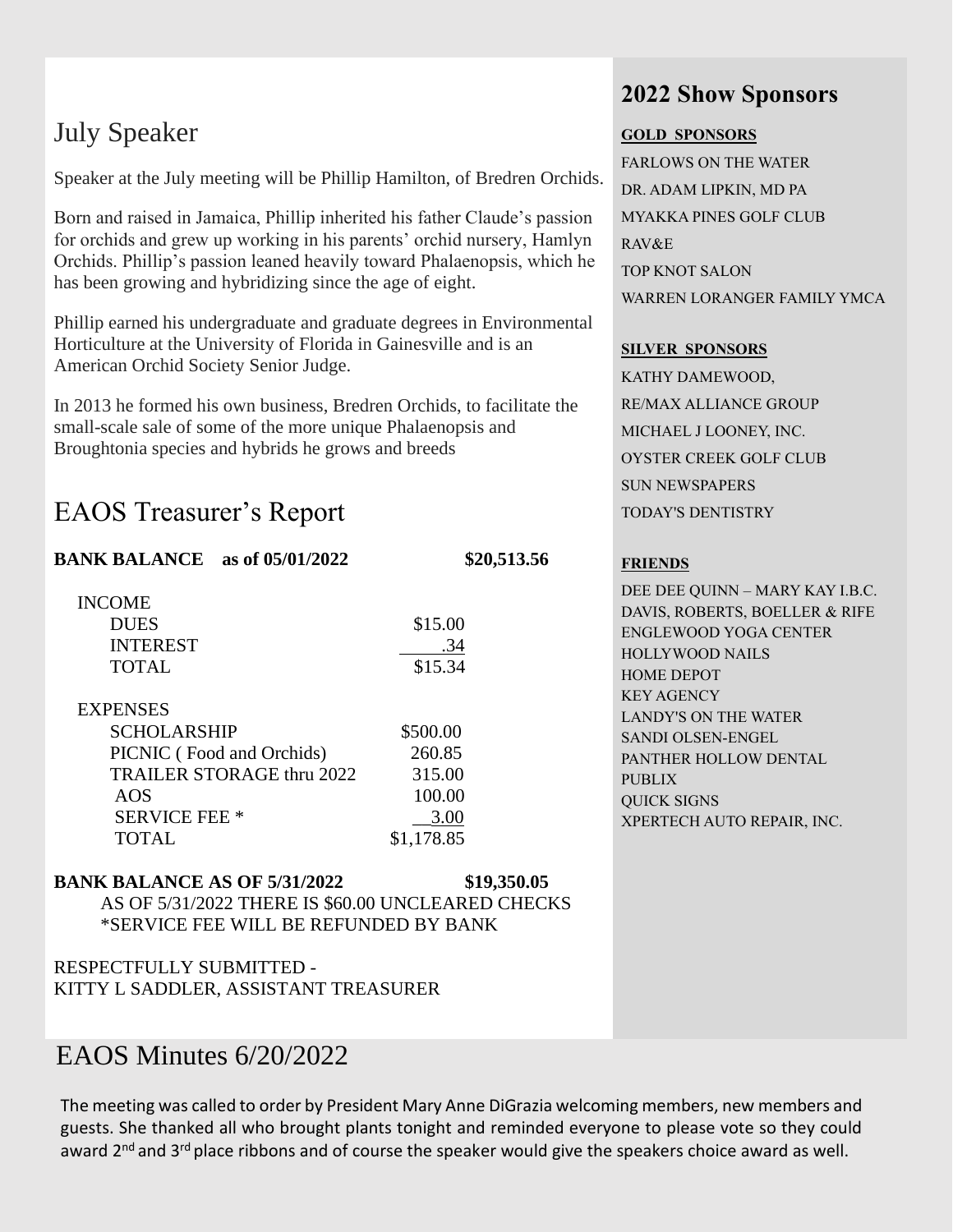## July Speaker

Speaker at the July meeting will be Phillip Hamilton, of Bredren Orchids.

Born and raised in Jamaica, Phillip inherited his father Claude's passion for orchids and grew up working in his parents' orchid nursery, Hamlyn Orchids. Phillip's passion leaned heavily toward Phalaenopsis, which he has been growing and hybridizing since the age of eight.

Phillip earned his undergraduate and graduate degrees in Environmental Horticulture at the University of Florida in Gainesville and is an American Orchid Society Senior Judge.

In 2013 he formed his own business, Bredren Orchids, to facilitate the small-scale sale of some of the more unique Phalaenopsis and Broughtonia species and hybrids he grows and breeds

## EAOS Treasurer's Report

| | | |
|---|---|---|
| **BANK BALANCE as of 05/01/2022** | | **$20,513.56** |
| INCOME | | |
| DUES | $15.00 | |
| INTEREST | .34 | |
| TOTAL | $15.34 | |
| EXPENSES | | |
| SCHOLARSHIP | $500.00 | |
| PICNIC ( Food and Orchids) | 260.85 | |
| TRAILER STORAGE thru 2022 | 315.00 | |
| AOS | 100.00 | |
| SERVICE FEE * | 3.00 | |
| TOTAL | $1,178.85 | |
| **BANK BALANCE AS OF 5/31/2022** | | **$19,350.05** |

AS OF 5/31/2022 THERE IS $60.00 UNCLEARED CHECKS
*SERVICE FEE WILL BE REFUNDED BY BANK

RESPECTFULLY SUBMITTED -
KITTY L SADDLER, ASSISTANT TREASURER

## 2022 Show Sponsors

**GOLD SPONSORS**

FARLOWS ON THE WATER
DR. ADAM LIPKIN, MD PA
MYAKKA PINES GOLF CLUB
RAV&E
TOP KNOT SALON
WARREN LORANGER FAMILY YMCA

**SILVER SPONSORS**

KATHY DAMEWOOD,
RE/MAX ALLIANCE GROUP
MICHAEL J LOONEY, INC.
OYSTER CREEK GOLF CLUB
SUN NEWSPAPERS
TODAY'S DENTISTRY

**FRIENDS**

DEE DEE QUINN – MARY KAY I.B.C.
DAVIS, ROBERTS, BOELLER & RIFE
ENGLEWOOD YOGA CENTER
HOLLYWOOD NAILS
HOME DEPOT
KEY AGENCY
LANDY'S ON THE WATER
SANDI OLSEN-ENGEL
PANTHER HOLLOW DENTAL
PUBLIX
QUICK SIGNS
XPERTECH AUTO REPAIR, INC.

## EAOS Minutes 6/20/2022

The meeting was called to order by President Mary Anne DiGrazia welcoming members, new members and guests. She thanked all who brought plants tonight and reminded everyone to please vote so they could award 2nd and 3rd place ribbons and of course the speaker would give the speakers choice award as well.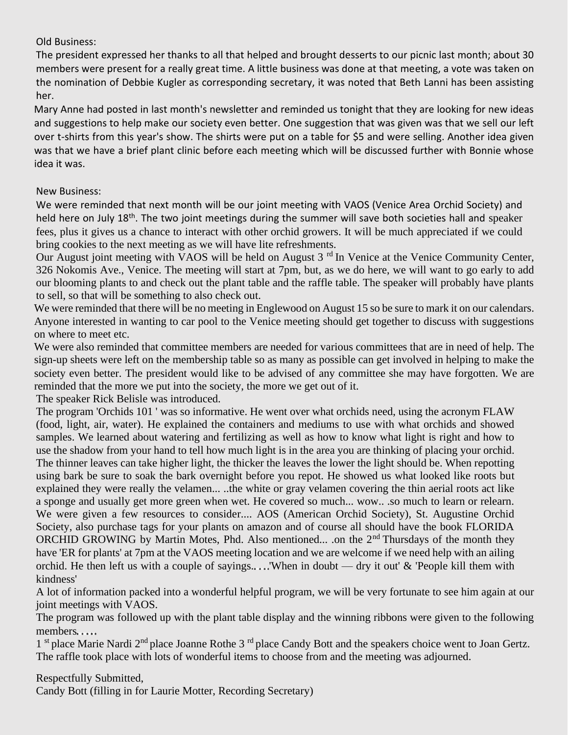Old Business:

The president expressed her thanks to all that helped and brought desserts to our picnic last month; about 30 members were present for a really great time. A little business was done at that meeting, a vote was taken on the nomination of Debbie Kugler as corresponding secretary, it was noted that Beth Lanni has been assisting her.

Mary Anne had posted in last month's newsletter and reminded us tonight that they are looking for new ideas and suggestions to help make our society even better. One suggestion that was given was that we sell our left over t-shirts from this year's show. The shirts were put on a table for $5 and were selling. Another idea given was that we have a brief plant clinic before each meeting which will be discussed further with Bonnie whose idea it was.

New Business:

We were reminded that next month will be our joint meeting with VAOS (Venice Area Orchid Society) and held here on July 18th. The two joint meetings during the summer will save both societies hall and speaker fees, plus it gives us a chance to interact with other orchid growers. It will be much appreciated if we could bring cookies to the next meeting as we will have lite refreshments.

Our August joint meeting with VAOS will be held on August 3 rd In Venice at the Venice Community Center, 326 Nokomis Ave., Venice. The meeting will start at 7pm, but, as we do here, we will want to go early to add our blooming plants to and check out the plant table and the raffle table. The speaker will probably have plants to sell, so that will be something to also check out.

We were reminded that there will be no meeting in Englewood on August 15 so be sure to mark it on our calendars. Anyone interested in wanting to car pool to the Venice meeting should get together to discuss with suggestions on where to meet etc.

We were also reminded that committee members are needed for various committees that are in need of help. The sign-up sheets were left on the membership table so as many as possible can get involved in helping to make the society even better. The president would like to be advised of any committee she may have forgotten. We are reminded that the more we put into the society, the more we get out of it.

The speaker Rick Belisle was introduced.

The program 'Orchids 101 ' was so informative. He went over what orchids need, using the acronym FLAW (food, light, air, water). He explained the containers and mediums to use with what orchids and showed samples. We learned about watering and fertilizing as well as how to know what light is right and how to use the shadow from your hand to tell how much light is in the area you are thinking of placing your orchid. The thinner leaves can take higher light, the thicker the leaves the lower the light should be. When repotting using bark be sure to soak the bark overnight before you repot. He showed us what looked like roots but explained they were really the velamen... ..the white or gray velamen covering the thin aerial roots act like a sponge and usually get more green when wet. He covered so much... wow.. .so much to learn or relearn. We were given a few resources to consider.... AOS (American Orchid Society), St. Augustine Orchid Society, also purchase tags for your plants on amazon and of course all should have the book FLORIDA ORCHID GROWING by Martin Motes, Phd. Also mentioned... .on the 2nd Thursdays of the month they have 'ER for plants' at 7pm at the VAOS meeting location and we are welcome if we need help with an ailing orchid. He then left us with a couple of sayings.....'When in doubt — dry it out' & 'People kill them with kindness'

A lot of information packed into a wonderful helpful program, we will be very fortunate to see him again at our joint meetings with VAOS.

The program was followed up with the plant table display and the winning ribbons were given to the following members.....

1 st place Marie Nardi 2nd place Joanne Rothe 3 rd place Candy Bott and the speakers choice went to Joan Gertz. The raffle took place with lots of wonderful items to choose from and the meeting was adjourned.

Respectfully Submitted,
Candy Bott (filling in for Laurie Motter, Recording Secretary)